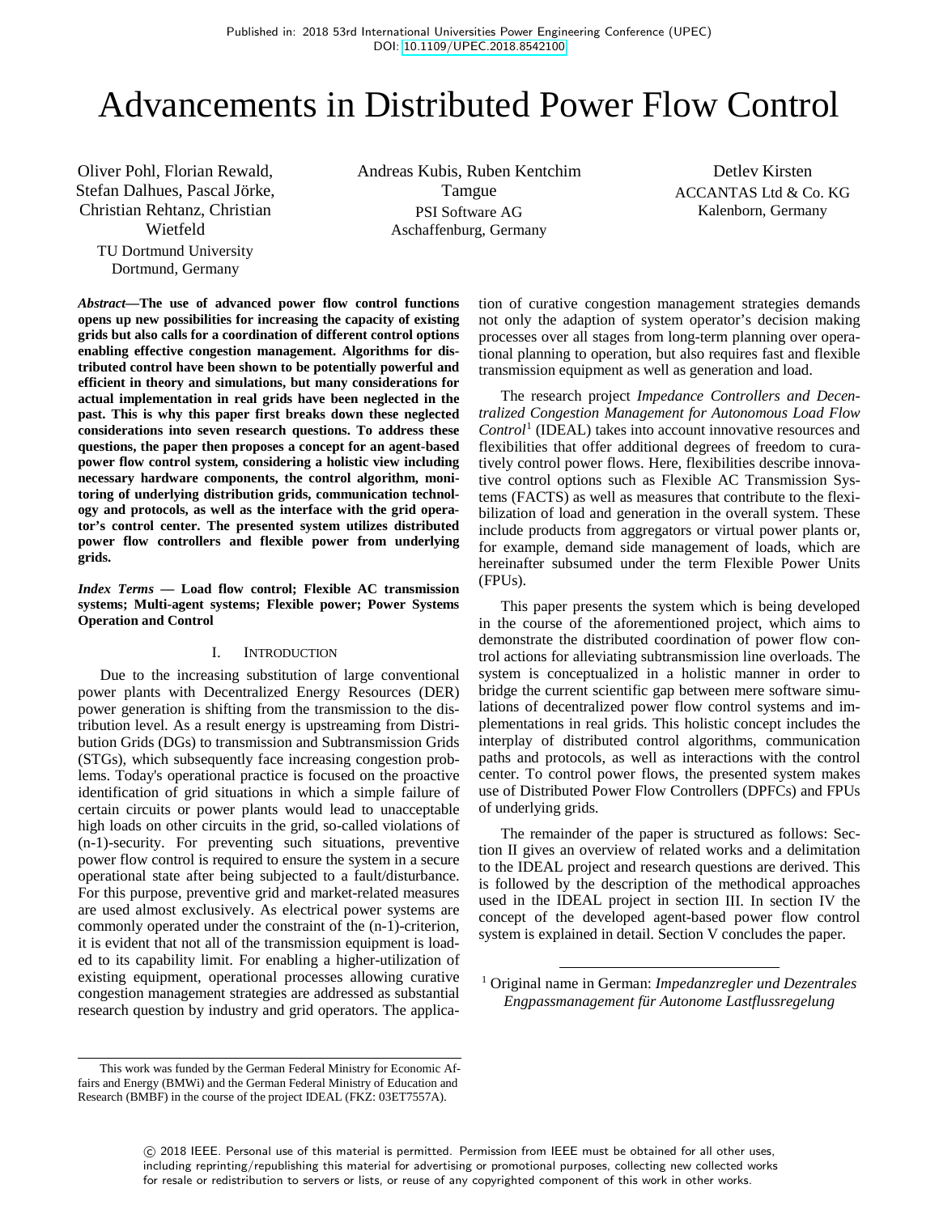Published in: 2018 53rd International Universities Power Engineering Conference (UPEC)
DOI: 10.1109/UPEC.2018.8542100

# Advancements in Distributed Power Flow Control

Oliver Pohl, Florian Rewald, Stefan Dalhues, Pascal Jörke, Christian Rehtanz, Christian Wietfeld
TU Dortmund University
Dortmund, Germany

Andreas Kubis, Ruben Kentchim Tamgue
PSI Software AG
Aschaffenburg, Germany

Detlev Kirsten
ACCANTAS Ltd & Co. KG
Kalenborn, Germany

***Abstract*—The use of advanced power flow control functions opens up new possibilities for increasing the capacity of existing grids but also calls for a coordination of different control options enabling effective congestion management. Algorithms for distributed control have been shown to be potentially powerful and efficient in theory and simulations, but many considerations for actual implementation in real grids have been neglected in the past. This is why this paper first breaks down these neglected considerations into seven research questions. To address these questions, the paper then proposes a concept for an agent-based power flow control system, considering a holistic view including necessary hardware components, the control algorithm, monitoring of underlying distribution grids, communication technology and protocols, as well as the interface with the grid operator's control center. The presented system utilizes distributed power flow controllers and flexible power from underlying grids.**

***Index Terms* — Load flow control; Flexible AC transmission systems; Multi-agent systems; Flexible power; Power Systems Operation and Control**

## I. Introduction

Due to the increasing substitution of large conventional power plants with Decentralized Energy Resources (DER) power generation is shifting from the transmission to the distribution level. As a result energy is upstreaming from Distribution Grids (DGs) to transmission and Subtransmission Grids (STGs), which subsequently face increasing congestion problems. Today's operational practice is focused on the proactive identification of grid situations in which a simple failure of certain circuits or power plants would lead to unacceptable high loads on other circuits in the grid, so-called violations of (n-1)-security. For preventing such situations, preventive power flow control is required to ensure the system in a secure operational state after being subjected to a fault/disturbance. For this purpose, preventive grid and market-related measures are used almost exclusively. As electrical power systems are commonly operated under the constraint of the (n-1)-criterion, it is evident that not all of the transmission equipment is loaded to its capability limit. For enabling a higher-utilization of existing equipment, operational processes allowing curative congestion management strategies are addressed as substantial research question by industry and grid operators. The application of curative congestion management strategies demands not only the adaption of system operator's decision making processes over all stages from long-term planning over operational planning to operation, but also requires fast and flexible transmission equipment as well as generation and load.

The research project *Impedance Controllers and Decentralized Congestion Management for Autonomous Load Flow Control*[1] (IDEAL) takes into account innovative resources and flexibilities that offer additional degrees of freedom to curatively control power flows. Here, flexibilities describe innovative control options such as Flexible AC Transmission Systems (FACTS) as well as measures that contribute to the flexibilization of load and generation in the overall system. These include products from aggregators or virtual power plants or, for example, demand side management of loads, which are hereinafter subsumed under the term Flexible Power Units (FPUs).

This paper presents the system which is being developed in the course of the aforementioned project, which aims to demonstrate the distributed coordination of power flow control actions for alleviating subtransmission line overloads. The system is conceptualized in a holistic manner in order to bridge the current scientific gap between mere software simulations of decentralized power flow control systems and implementations in real grids. This holistic concept includes the interplay of distributed control algorithms, communication paths and protocols, as well as interactions with the control center. To control power flows, the presented system makes use of Distributed Power Flow Controllers (DPFCs) and FPUs of underlying grids.

The remainder of the paper is structured as follows: Section II gives an overview of related works and a delimitation to the IDEAL project and research questions are derived. This is followed by the description of the methodical approaches used in the IDEAL project in section III. In section IV the concept of the developed agent-based power flow control system is explained in detail. Section V concludes the paper.

[1] Original name in German: *Impedanzregler und Dezentrales Engpassmanagement für Autonome Lastflussregelung*

This work was funded by the German Federal Ministry for Economic Affairs and Energy (BMWi) and the German Federal Ministry of Education and Research (BMBF) in the course of the project IDEAL (FKZ: 03ET7557A).

© 2018 IEEE. Personal use of this material is permitted. Permission from IEEE must be obtained for all other uses, including reprinting/republishing this material for advertising or promotional purposes, collecting new collected works for resale or redistribution to servers or lists, or reuse of any copyrighted component of this work in other works.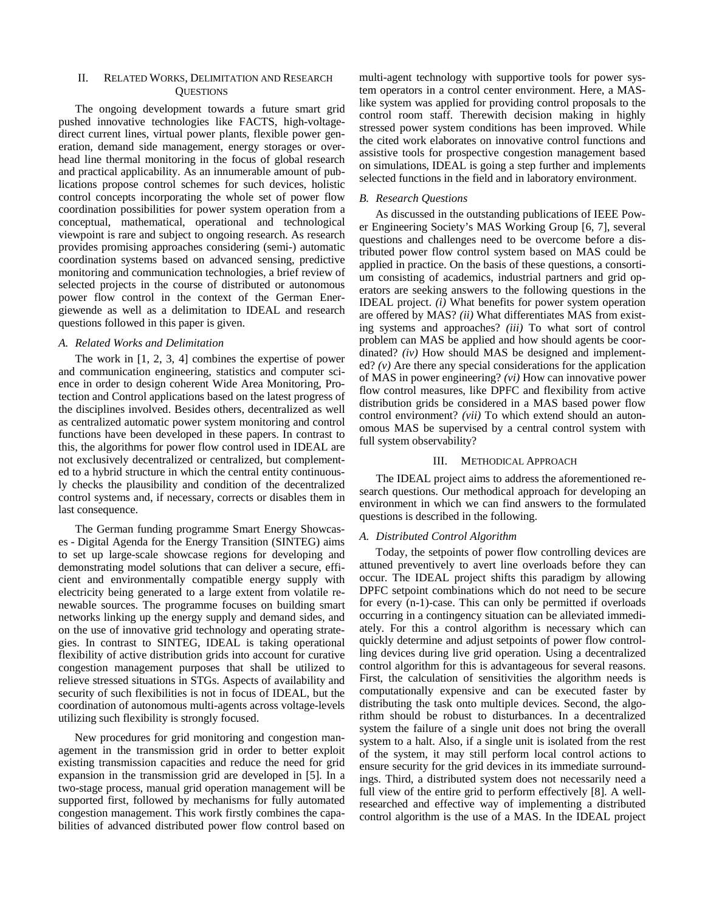## II. Related Works, Delimitation and Research Questions

The ongoing development towards a future smart grid pushed innovative technologies like FACTS, high-voltage-direct current lines, virtual power plants, flexible power generation, demand side management, energy storages or overhead line thermal monitoring in the focus of global research and practical applicability. As an innumerable amount of publications propose control schemes for such devices, holistic control concepts incorporating the whole set of power flow coordination possibilities for power system operation from a conceptual, mathematical, operational and technological viewpoint is rare and subject to ongoing research. As research provides promising approaches considering (semi-) automatic coordination systems based on advanced sensing, predictive monitoring and communication technologies, a brief review of selected projects in the course of distributed or autonomous power flow control in the context of the German Energiewende as well as a delimitation to IDEAL and research questions followed in this paper is given.

### A. Related Works and Delimitation

The work in [1, 2, 3, 4] combines the expertise of power and communication engineering, statistics and computer science in order to design coherent Wide Area Monitoring, Protection and Control applications based on the latest progress of the disciplines involved. Besides others, decentralized as well as centralized automatic power system monitoring and control functions have been developed in these papers. In contrast to this, the algorithms for power flow control used in IDEAL are not exclusively decentralized or centralized, but complemented to a hybrid structure in which the central entity continuously checks the plausibility and condition of the decentralized control systems and, if necessary, corrects or disables them in last consequence.

The German funding programme Smart Energy Showcases - Digital Agenda for the Energy Transition (SINTEG) aims to set up large-scale showcase regions for developing and demonstrating model solutions that can deliver a secure, efficient and environmentally compatible energy supply with electricity being generated to a large extent from volatile renewable sources. The programme focuses on building smart networks linking up the energy supply and demand sides, and on the use of innovative grid technology and operating strategies. In contrast to SINTEG, IDEAL is taking operational flexibility of active distribution grids into account for curative congestion management purposes that shall be utilized to relieve stressed situations in STGs. Aspects of availability and security of such flexibilities is not in focus of IDEAL, but the coordination of autonomous multi-agents across voltage-levels utilizing such flexibility is strongly focused.

New procedures for grid monitoring and congestion management in the transmission grid in order to better exploit existing transmission capacities and reduce the need for grid expansion in the transmission grid are developed in [5]. In a two-stage process, manual grid operation management will be supported first, followed by mechanisms for fully automated congestion management. This work firstly combines the capabilities of advanced distributed power flow control based on multi-agent technology with supportive tools for power system operators in a control center environment. Here, a MAS-like system was applied for providing control proposals to the control room staff. Therewith decision making in highly stressed power system conditions has been improved. While the cited work elaborates on innovative control functions and assistive tools for prospective congestion management based on simulations, IDEAL is going a step further and implements selected functions in the field and in laboratory environment.

### B. Research Questions

As discussed in the outstanding publications of IEEE Power Engineering Society's MAS Working Group [6, 7], several questions and challenges need to be overcome before a distributed power flow control system based on MAS could be applied in practice. On the basis of these questions, a consortium consisting of academics, industrial partners and grid operators are seeking answers to the following questions in the IDEAL project. *(i)* What benefits for power system operation are offered by MAS? *(ii)* What differentiates MAS from existing systems and approaches? *(iii)* To what sort of control problem can MAS be applied and how should agents be coordinated? *(iv)* How should MAS be designed and implemented? *(v)* Are there any special considerations for the application of MAS in power engineering? *(vi)* How can innovative power flow control measures, like DPFC and flexibility from active distribution grids be considered in a MAS based power flow control environment? *(vii)* To which extend should an autonomous MAS be supervised by a central control system with full system observability?

## III. Methodical Approach

The IDEAL project aims to address the aforementioned research questions. Our methodical approach for developing an environment in which we can find answers to the formulated questions is described in the following.

### A. Distributed Control Algorithm

Today, the setpoints of power flow controlling devices are attuned preventively to avert line overloads before they can occur. The IDEAL project shifts this paradigm by allowing DPFC setpoint combinations which do not need to be secure for every (n-1)-case. This can only be permitted if overloads occurring in a contingency situation can be alleviated immediately. For this a control algorithm is necessary which can quickly determine and adjust setpoints of power flow controlling devices during live grid operation. Using a decentralized control algorithm for this is advantageous for several reasons. First, the calculation of sensitivities the algorithm needs is computationally expensive and can be executed faster by distributing the task onto multiple devices. Second, the algorithm should be robust to disturbances. In a decentralized system the failure of a single unit does not bring the overall system to a halt. Also, if a single unit is isolated from the rest of the system, it may still perform local control actions to ensure security for the grid devices in its immediate surroundings. Third, a distributed system does not necessarily need a full view of the entire grid to perform effectively [8]. A well-researched and effective way of implementing a distributed control algorithm is the use of a MAS. In the IDEAL project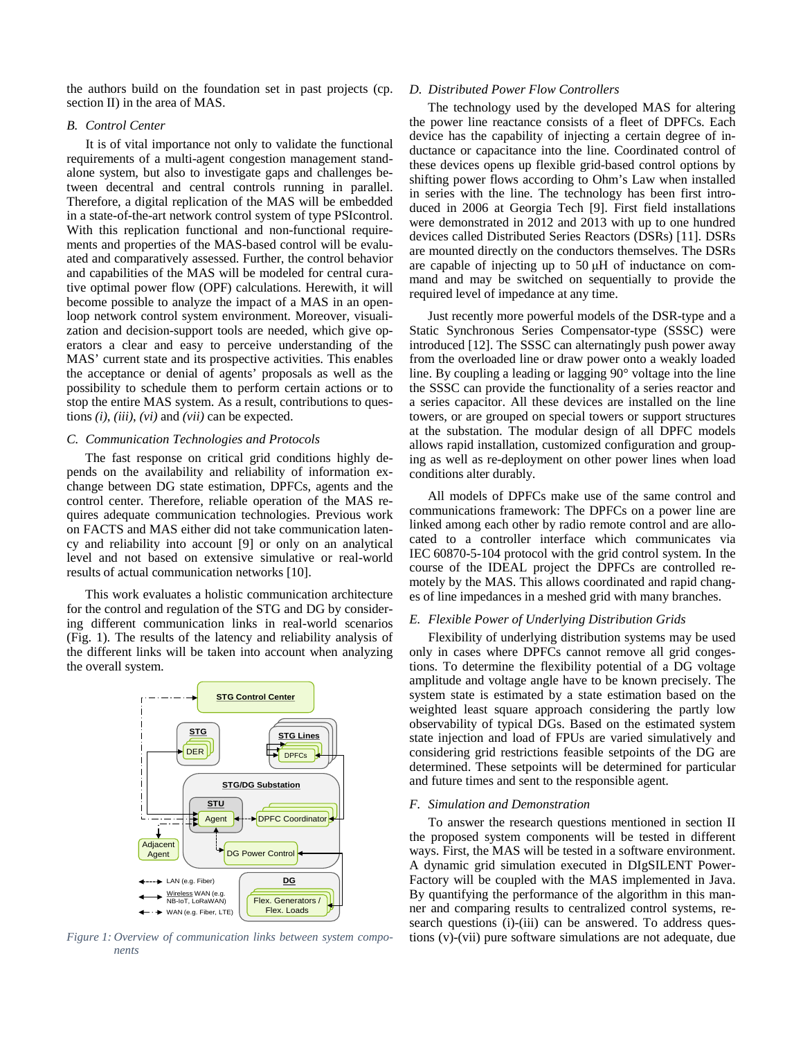the authors build on the foundation set in past projects (cp. section II) in the area of MAS.

### *B. Control Center*

It is of vital importance not only to validate the functional requirements of a multi-agent congestion management standalone system, but also to investigate gaps and challenges between decentral and central controls running in parallel. Therefore, a digital replication of the MAS will be embedded in a state-of-the-art network control system of type PSIcontrol. With this replication functional and non-functional requirements and properties of the MAS-based control will be evaluated and comparatively assessed. Further, the control behavior and capabilities of the MAS will be modeled for central curative optimal power flow (OPF) calculations. Herewith, it will become possible to analyze the impact of a MAS in an open-loop network control system environment. Moreover, visualization and decision-support tools are needed, which give operators a clear and easy to perceive understanding of the MAS' current state and its prospective activities. This enables the acceptance or denial of agents' proposals as well as the possibility to schedule them to perform certain actions or to stop the entire MAS system. As a result, contributions to questions *(i)*, *(iii)*, *(vi)* and *(vii)* can be expected.

### *C. Communication Technologies and Protocols*

The fast response on critical grid conditions highly depends on the availability and reliability of information exchange between DG state estimation, DPFCs, agents and the control center. Therefore, reliable operation of the MAS requires adequate communication technologies. Previous work on FACTS and MAS either did not take communication latency and reliability into account [9] or only on an analytical level and not based on extensive simulative or real-world results of actual communication networks [10].

This work evaluates a holistic communication architecture for the control and regulation of the STG and DG by considering different communication links in real-world scenarios (Fig. 1). The results of the latency and reliability analysis of the different links will be taken into account when analyzing the overall system.

*Figure 1: Overview of communication links between system components*

### *D. Distributed Power Flow Controllers*

The technology used by the developed MAS for altering the power line reactance consists of a fleet of DPFCs. Each device has the capability of injecting a certain degree of inductance or capacitance into the line. Coordinated control of these devices opens up flexible grid-based control options by shifting power flows according to Ohm's Law when installed in series with the line. The technology has been first introduced in 2006 at Georgia Tech [9]. First field installations were demonstrated in 2012 and 2013 with up to one hundred devices called Distributed Series Reactors (DSRs) [11]. DSRs are mounted directly on the conductors themselves. The DSRs are capable of injecting up to 50 µH of inductance on command and may be switched on sequentially to provide the required level of impedance at any time.

Just recently more powerful models of the DSR-type and a Static Synchronous Series Compensator-type (SSSC) were introduced [12]. The SSSC can alternatingly push power away from the overloaded line or draw power onto a weakly loaded line. By coupling a leading or lagging 90° voltage into the line the SSSC can provide the functionality of a series reactor and a series capacitor. All these devices are installed on the line towers, or are grouped on special towers or support structures at the substation. The modular design of all DPFC models allows rapid installation, customized configuration and grouping as well as re-deployment on other power lines when load conditions alter durably.

All models of DPFCs make use of the same control and communications framework: The DPFCs on a power line are linked among each other by radio remote control and are allocated to a controller interface which communicates via IEC 60870-5-104 protocol with the grid control system. In the course of the IDEAL project the DPFCs are controlled remotely by the MAS. This allows coordinated and rapid changes of line impedances in a meshed grid with many branches.

### *E. Flexible Power of Underlying Distribution Grids*

Flexibility of underlying distribution systems may be used only in cases where DPFCs cannot remove all grid congestions. To determine the flexibility potential of a DG voltage amplitude and voltage angle have to be known precisely. The system state is estimated by a state estimation based on the weighted least square approach considering the partly low observability of typical DGs. Based on the estimated system state injection and load of FPUs are varied simulatively and considering grid restrictions feasible setpoints of the DG are determined. These setpoints will be determined for particular and future times and sent to the responsible agent.

### *F. Simulation and Demonstration*

To answer the research questions mentioned in section II the proposed system components will be tested in different ways. First, the MAS will be tested in a software environment. A dynamic grid simulation executed in DIgSILENT PowerFactory will be coupled with the MAS implemented in Java. By quantifying the performance of the algorithm in this manner and comparing results to centralized control systems, research questions (i)-(iii) can be answered. To address questions (v)-(vii) pure software simulations are not adequate, due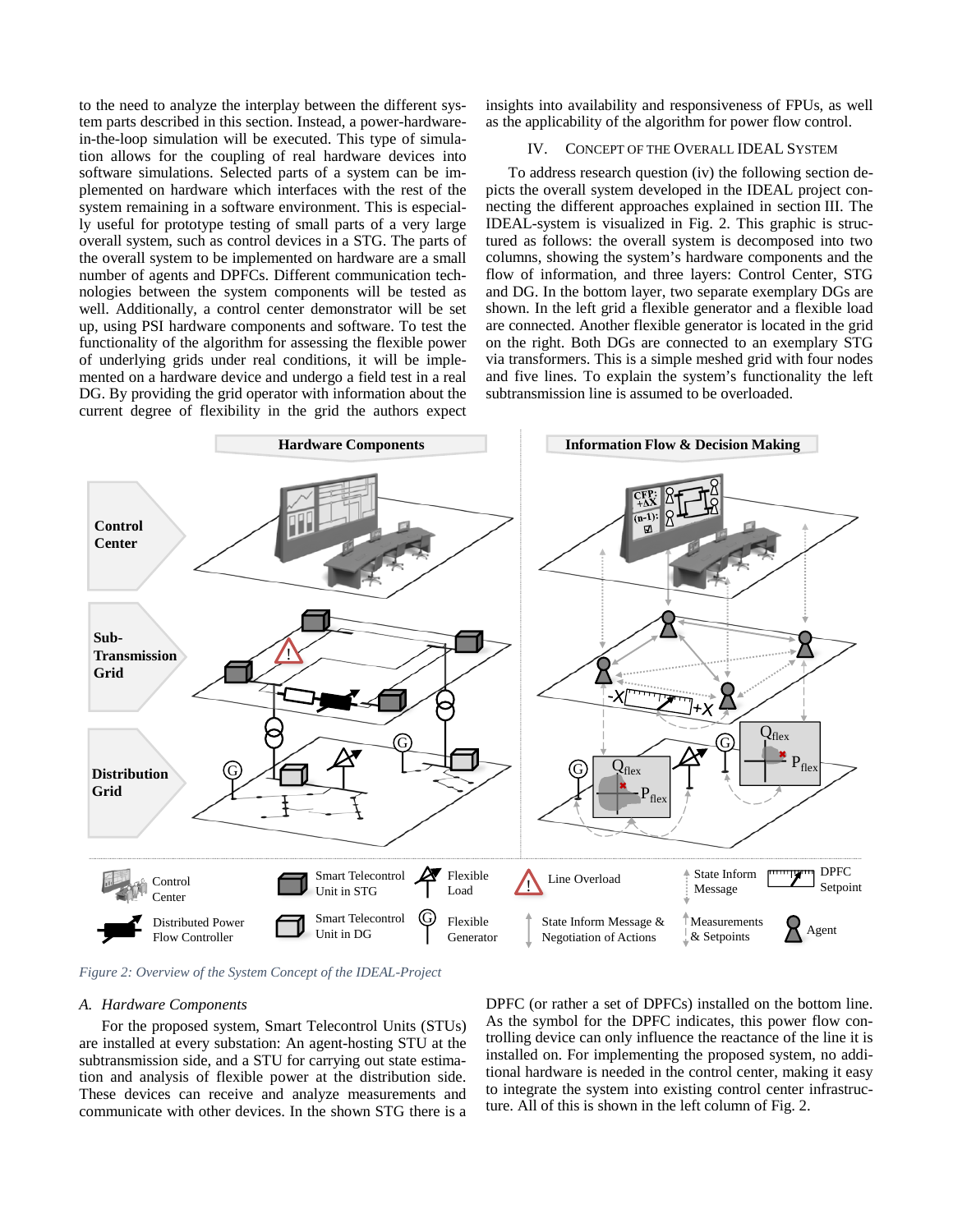to the need to analyze the interplay between the different system parts described in this section. Instead, a power-hardware-in-the-loop simulation will be executed. This type of simulation allows for the coupling of real hardware devices into software simulations. Selected parts of a system can be implemented on hardware which interfaces with the rest of the system remaining in a software environment. This is especially useful for prototype testing of small parts of a very large overall system, such as control devices in a STG. The parts of the overall system to be implemented on hardware are a small number of agents and DPFCs. Different communication technologies between the system components will be tested as well. Additionally, a control center demonstrator will be set up, using PSI hardware components and software. To test the functionality of the algorithm for assessing the flexible power of underlying grids under real conditions, it will be implemented on a hardware device and undergo a field test in a real DG. By providing the grid operator with information about the current degree of flexibility in the grid the authors expect insights into availability and responsiveness of FPUs, as well as the applicability of the algorithm for power flow control.

## IV. Concept of the Overall IDEAL System

To address research question (iv) the following section depicts the overall system developed in the IDEAL project connecting the different approaches explained in section III. The IDEAL-system is visualized in Fig. 2. This graphic is structured as follows: the overall system is decomposed into two columns, showing the system's hardware components and the flow of information, and three layers: Control Center, STG and DG. In the bottom layer, two separate exemplary DGs are shown. In the left grid a flexible generator and a flexible load are connected. Another flexible generator is located in the grid on the right. Both DGs are connected to an exemplary STG via transformers. This is a simple meshed grid with four nodes and five lines. To explain the system's functionality the left subtransmission line is assumed to be overloaded.

*Figure 2: Overview of the System Concept of the IDEAL-Project*

### A. Hardware Components

For the proposed system, Smart Telecontrol Units (STUs) are installed at every substation: An agent-hosting STU at the subtransmission side, and a STU for carrying out state estimation and analysis of flexible power at the distribution side. These devices can receive and analyze measurements and communicate with other devices. In the shown STG there is a DPFC (or rather a set of DPFCs) installed on the bottom line. As the symbol for the DPFC indicates, this power flow controlling device can only influence the reactance of the line it is installed on. For implementing the proposed system, no additional hardware is needed in the control center, making it easy to integrate the system into existing control center infrastructure. All of this is shown in the left column of Fig. 2.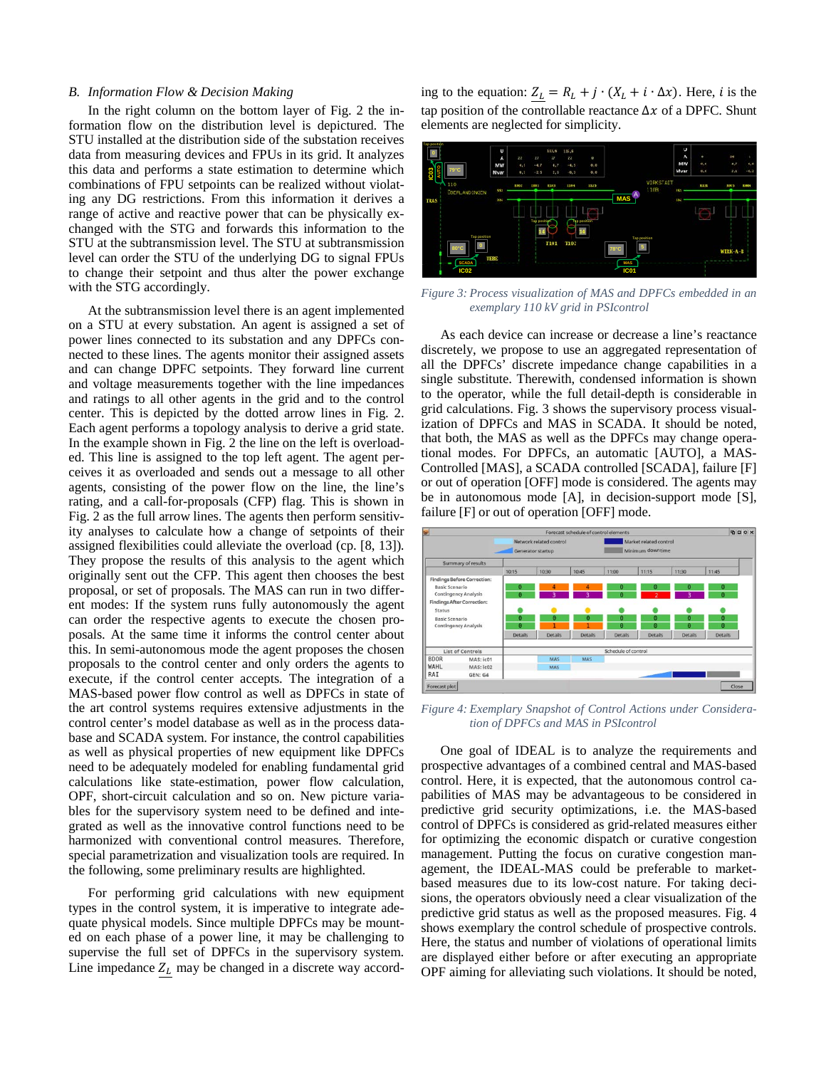### B. *Information Flow & Decision Making*

In the right column on the bottom layer of Fig. 2 the information flow on the distribution level is depicted. The STU installed at the distribution side of the substation receives data from measuring devices and FPUs in its grid. It analyzes this data and performs a state estimation to determine which combinations of FPU setpoints can be realized without violating any DG restrictions. From this information it derives a range of active and reactive power that can be physically exchanged with the STG and forwards this information to the STU at the subtransmission level. The STU at subtransmission level can order the STU of the underlying DG to signal FPUs to change their setpoint and thus alter the power exchange with the STG accordingly.

At the subtransmission level there is an agent implemented on a STU at every substation. An agent is assigned a set of power lines connected to its substation and any DPFCs connected to these lines. The agents monitor their assigned assets and can change DPFC setpoints. They forward line current and voltage measurements together with the line impedances and ratings to all other agents in the grid and to the control center. This is depicted by the dotted arrow lines in Fig. 2. Each agent performs a topology analysis to derive a grid state. In the example shown in Fig. 2 the line on the left is overloaded. This line is assigned to the top left agent. The agent perceives it as overloaded and sends out a message to all other agents, consisting of the power flow on the line, the line's rating, and a call-for-proposals (CFP) flag. This is shown in Fig. 2 as the full arrow lines. The agents then perform sensitivity analyses to calculate how a change of setpoints of their assigned flexibilities could alleviate the overload (cp. [8, 13]). They propose the results of this analysis to the agent which originally sent out the CFP. This agent then chooses the best proposal, or set of proposals. The MAS can run in two different modes: If the system runs fully autonomously the agent can order the respective agents to execute the chosen proposals. At the same time it informs the control center about this. In semi-autonomous mode the agent proposes the chosen proposals to the control center and only orders the agents to execute, if the control center accepts. The integration of a MAS-based power flow control as well as DPFCs in state of the art control systems requires extensive adjustments in the control center's model database as well as in the process database and SCADA system. For instance, the control capabilities as well as physical properties of new equipment like DPFCs need to be adequately modeled for enabling fundamental grid calculations like state-estimation, power flow calculation, OPF, short-circuit calculation and so on. New picture variables for the supervisory system need to be defined and integrated as well as the innovative control functions need to be harmonized with conventional control measures. Therefore, special parametrization and visualization tools are required. In the following, some preliminary results are highlighted.

For performing grid calculations with new equipment types in the control system, it is imperative to integrate adequate physical models. Since multiple DPFCs may be mounted on each phase of a power line, it may be challenging to supervise the full set of DPFCs in the supervisory system. Line impedance $\underline{Z_L}$ may be changed in a discrete way according to the equation: $\underline{Z_L} = R_L + j \cdot (X_L + i \cdot \Delta x)$. Here, $i$ is the tap position of the controllable reactance $\Delta x$ of a DPFC. Shunt elements are neglected for simplicity.

*Figure 3: Process visualization of MAS and DPFCs embedded in an exemplary 110 kV grid in PSIcontrol*

As each device can increase or decrease a line's reactance discretely, we propose to use an aggregated representation of all the DPFCs' discrete impedance change capabilities in a single substitute. Therewith, condensed information is shown to the operator, while the full detail-depth is considerable in grid calculations. Fig. 3 shows the supervisory process visualization of DPFCs and MAS in SCADA. It should be noted, that both, the MAS as well as the DPFCs may change operational modes. For DPFCs, an automatic [AUTO], a MAS-Controlled [MAS], a SCADA controlled [SCADA], failure [F] or out of operation [OFF] mode is considered. The agents may be in autonomous mode [A], in decision-support mode [S], failure [F] or out of operation [OFF] mode.

*Figure 4: Exemplary Snapshot of Control Actions under Consideration of DPFCs and MAS in PSIcontrol*

One goal of IDEAL is to analyze the requirements and prospective advantages of a combined central and MAS-based control. Here, it is expected, that the autonomous control capabilities of MAS may be advantageous to be considered in predictive grid security optimizations, i.e. the MAS-based control of DPFCs is considered as grid-related measures either for optimizing the economic dispatch or curative congestion management. Putting the focus on curative congestion management, the IDEAL-MAS could be preferable to market-based measures due to its low-cost nature. For taking decisions, the operators obviously need a clear visualization of the predictive grid status as well as the proposed measures. Fig. 4 shows exemplary the control schedule of prospective controls. Here, the status and number of violations of operational limits are displayed either before or after executing an appropriate OPF aiming for alleviating such violations. It should be noted,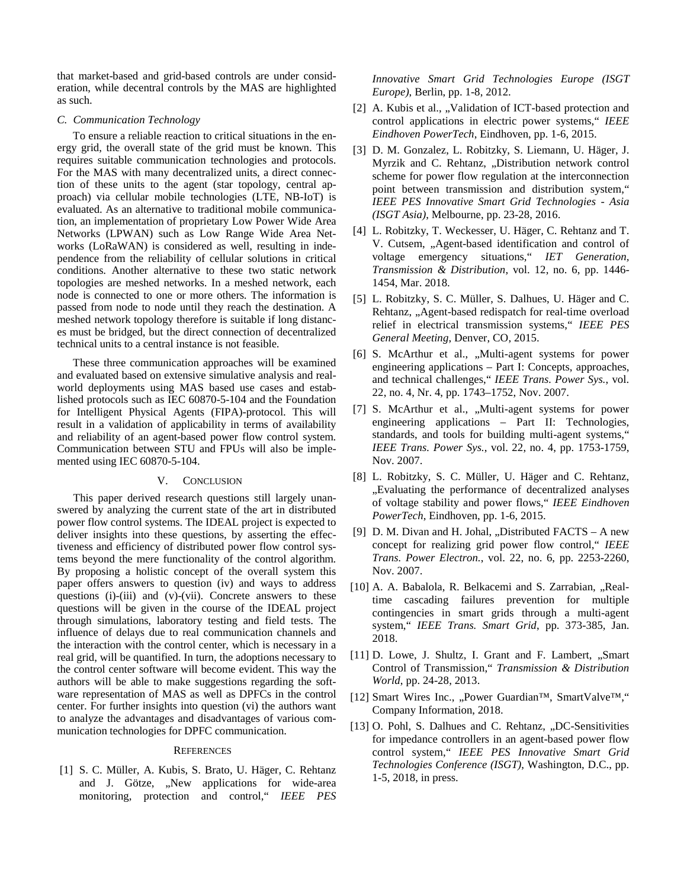that market-based and grid-based controls are under consideration, while decentral controls by the MAS are highlighted as such.

### *C. Communication Technology*

To ensure a reliable reaction to critical situations in the energy grid, the overall state of the grid must be known. This requires suitable communication technologies and protocols. For the MAS with many decentralized units, a direct connection of these units to the agent (star topology, central approach) via cellular mobile technologies (LTE, NB-IoT) is evaluated. As an alternative to traditional mobile communication, an implementation of proprietary Low Power Wide Area Networks (LPWAN) such as Low Range Wide Area Networks (LoRaWAN) is considered as well, resulting in independence from the reliability of cellular solutions in critical conditions. Another alternative to these two static network topologies are meshed networks. In a meshed network, each node is connected to one or more others. The information is passed from node to node until they reach the destination. A meshed network topology therefore is suitable if long distances must be bridged, but the direct connection of decentralized technical units to a central instance is not feasible.

These three communication approaches will be examined and evaluated based on extensive simulative analysis and real-world deployments using MAS based use cases and established protocols such as IEC 60870-5-104 and the Foundation for Intelligent Physical Agents (FIPA)-protocol. This will result in a validation of applicability in terms of availability and reliability of an agent-based power flow control system. Communication between STU and FPUs will also be implemented using IEC 60870-5-104.

## V. Conclusion

This paper derived research questions still largely unanswered by analyzing the current state of the art in distributed power flow control systems. The IDEAL project is expected to deliver insights into these questions, by asserting the effectiveness and efficiency of distributed power flow control systems beyond the mere functionality of the control algorithm. By proposing a holistic concept of the overall system this paper offers answers to question (iv) and ways to address questions (i)-(iii) and (v)-(vii). Concrete answers to these questions will be given in the course of the IDEAL project through simulations, laboratory testing and field tests. The influence of delays due to real communication channels and the interaction with the control center, which is necessary in a real grid, will be quantified. In turn, the adoptions necessary to the control center software will become evident. This way the authors will be able to make suggestions regarding the software representation of MAS as well as DPFCs in the control center. For further insights into question (vi) the authors want to analyze the advantages and disadvantages of various communication technologies for DPFC communication.

## References

[1] S. C. Müller, A. Kubis, S. Brato, U. Häger, C. Rehtanz and J. Götze, „New applications for wide-area monitoring, protection and control,“ *IEEE PES Innovative Smart Grid Technologies Europe (ISGT Europe)*, Berlin, pp. 1-8, 2012.

[2] A. Kubis et al., „Validation of ICT-based protection and control applications in electric power systems,“ *IEEE Eindhoven PowerTech*, Eindhoven, pp. 1-6, 2015.

[3] D. M. Gonzalez, L. Robitzky, S. Liemann, U. Häger, J. Myrzik and C. Rehtanz, „Distribution network control scheme for power flow regulation at the interconnection point between transmission and distribution system,“ *IEEE PES Innovative Smart Grid Technologies - Asia (ISGT Asia)*, Melbourne, pp. 23-28, 2016.

[4] L. Robitzky, T. Weckesser, U. Häger, C. Rehtanz and T. V. Cutsem, „Agent-based identification and control of voltage emergency situations,“ *IET Generation, Transmission & Distribution*, vol. 12, no. 6, pp. 1446-1454, Mar. 2018.

[5] L. Robitzky, S. C. Müller, S. Dalhues, U. Häger and C. Rehtanz, „Agent-based redispatch for real-time overload relief in electrical transmission systems,“ *IEEE PES General Meeting*, Denver, CO, 2015.

[6] S. McArthur et al., „Multi-agent systems for power engineering applications – Part I: Concepts, approaches, and technical challenges,“ *IEEE Trans. Power Sys.*, vol. 22, no. 4, Nr. 4, pp. 1743–1752, Nov. 2007.

[7] S. McArthur et al., „Multi-agent systems for power engineering applications – Part II: Technologies, standards, and tools for building multi-agent systems,“ *IEEE Trans. Power Sys.*, vol. 22, no. 4, pp. 1753-1759, Nov. 2007.

[8] L. Robitzky, S. C. Müller, U. Häger and C. Rehtanz, „Evaluating the performance of decentralized analyses of voltage stability and power flows,“ *IEEE Eindhoven PowerTech*, Eindhoven, pp. 1-6, 2015.

[9] D. M. Divan and H. Johal, „Distributed FACTS – A new concept for realizing grid power flow control,“ *IEEE Trans. Power Electron.*, vol. 22, no. 6, pp. 2253-2260, Nov. 2007.

[10] A. A. Babalola, R. Belkacemi and S. Zarrabian, „Real-time cascading failures prevention for multiple contingencies in smart grids through a multi-agent system,“ *IEEE Trans. Smart Grid*, pp. 373-385, Jan. 2018.

[11] D. Lowe, J. Shultz, I. Grant and F. Lambert, „Smart Control of Transmission,“ *Transmission & Distribution World*, pp. 24-28, 2013.

[12] Smart Wires Inc., „Power Guardian™, SmartValve™,“ Company Information, 2018.

[13] O. Pohl, S. Dalhues and C. Rehtanz, „DC-Sensitivities for impedance controllers in an agent-based power flow control system,“ *IEEE PES Innovative Smart Grid Technologies Conference (ISGT)*, Washington, D.C., pp. 1-5, 2018, in press.